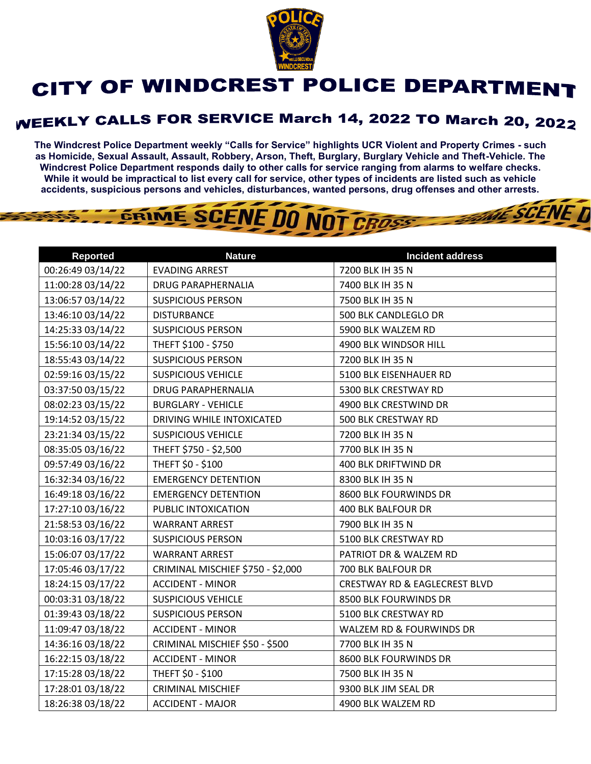# CITY OF WINDCREST POLICE DEPARTMENT

## WEEKLY CALLS FOR SERVICE March 14, 2022 TO March 20, 2022

**The Windcrest Police Department weekly "Calls for Service" highlights UCR Violent and Property Crimes - such as Homicide, Sexual Assault, Assault, Robbery, Arson, Theft, Burglary, Burglary Vehicle and Theft-Vehicle. The Windcrest Police Department responds daily to other calls for service ranging from alarms to welfare checks. While it would be impractical to list every call for service, other types of incidents are listed such as vehicle accidents, suspicious persons and vehicles, disturbances, wanted persons, drug offenses and other arrests.**

| Reported | Nature | Incident address |
|---|---|---|
| 00:26:49 03/14/22 | EVADING ARREST | 7200 BLK IH 35 N |
| 11:00:28 03/14/22 | DRUG PARAPHERNALIA | 7400 BLK IH 35 N |
| 13:06:57 03/14/22 | SUSPICIOUS PERSON | 7500 BLK IH 35 N |
| 13:46:10 03/14/22 | DISTURBANCE | 500 BLK CANDLEGLO DR |
| 14:25:33 03/14/22 | SUSPICIOUS PERSON | 5900 BLK WALZEM RD |
| 15:56:10 03/14/22 | THEFT $100 - $750 | 4900 BLK WINDSOR HILL |
| 18:55:43 03/14/22 | SUSPICIOUS PERSON | 7200 BLK IH 35 N |
| 02:59:16 03/15/22 | SUSPICIOUS VEHICLE | 5100 BLK EISENHAUER RD |
| 03:37:50 03/15/22 | DRUG PARAPHERNALIA | 5300 BLK CRESTWAY RD |
| 08:02:23 03/15/22 | BURGLARY - VEHICLE | 4900 BLK CRESTWIND DR |
| 19:14:52 03/15/22 | DRIVING WHILE INTOXICATED | 500 BLK CRESTWAY RD |
| 23:21:34 03/15/22 | SUSPICIOUS VEHICLE | 7200 BLK IH 35 N |
| 08:35:05 03/16/22 | THEFT $750 - $2,500 | 7700 BLK IH 35 N |
| 09:57:49 03/16/22 | THEFT $0 - $100 | 400 BLK DRIFTWIND DR |
| 16:32:34 03/16/22 | EMERGENCY DETENTION | 8300 BLK IH 35 N |
| 16:49:18 03/16/22 | EMERGENCY DETENTION | 8600 BLK FOURWINDS DR |
| 17:27:10 03/16/22 | PUBLIC INTOXICATION | 400 BLK BALFOUR DR |
| 21:58:53 03/16/22 | WARRANT ARREST | 7900 BLK IH 35 N |
| 10:03:16 03/17/22 | SUSPICIOUS PERSON | 5100 BLK CRESTWAY RD |
| 15:06:07 03/17/22 | WARRANT ARREST | PATRIOT DR & WALZEM RD |
| 17:05:46 03/17/22 | CRIMINAL MISCHIEF $750 - $2,000 | 700 BLK BALFOUR DR |
| 18:24:15 03/17/22 | ACCIDENT - MINOR | CRESTWAY RD & EAGLECREST BLVD |
| 00:03:31 03/18/22 | SUSPICIOUS VEHICLE | 8500 BLK FOURWINDS DR |
| 01:39:43 03/18/22 | SUSPICIOUS PERSON | 5100 BLK CRESTWAY RD |
| 11:09:47 03/18/22 | ACCIDENT - MINOR | WALZEM RD & FOURWINDS DR |
| 14:36:16 03/18/22 | CRIMINAL MISCHIEF $50 - $500 | 7700 BLK IH 35 N |
| 16:22:15 03/18/22 | ACCIDENT - MINOR | 8600 BLK FOURWINDS DR |
| 17:15:28 03/18/22 | THEFT $0 - $100 | 7500 BLK IH 35 N |
| 17:28:01 03/18/22 | CRIMINAL MISCHIEF | 9300 BLK JIM SEAL DR |
| 18:26:38 03/18/22 | ACCIDENT - MAJOR | 4900 BLK WALZEM RD |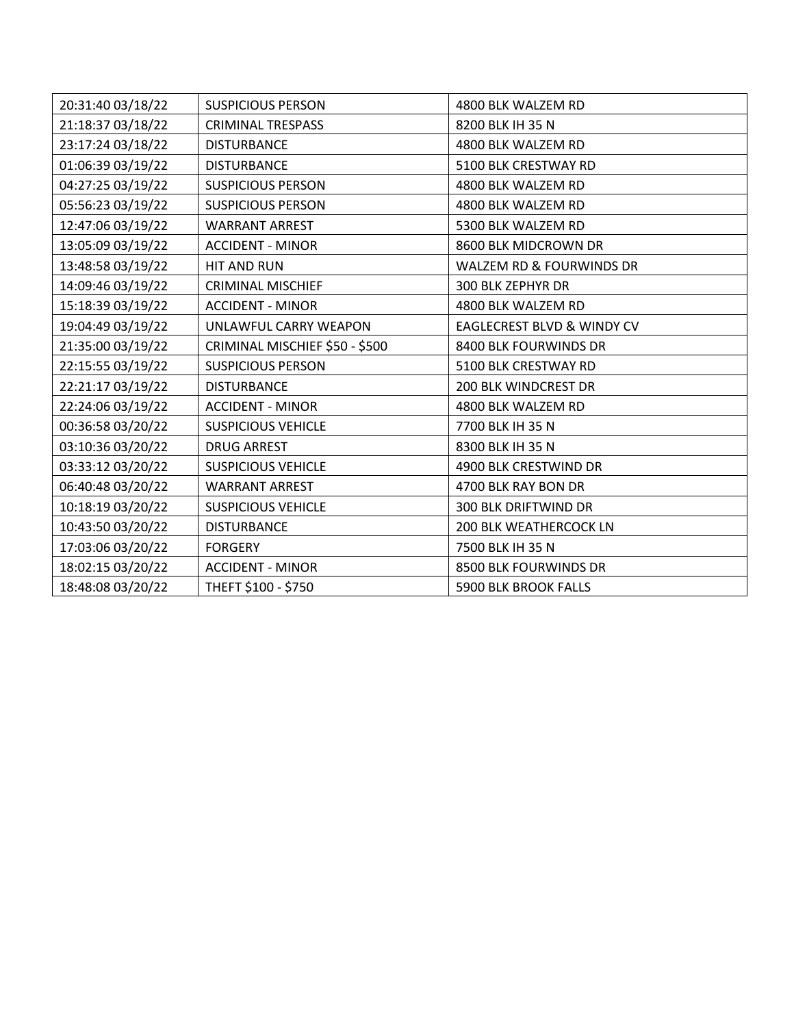| | | |
|---|---|---|
| 20:31:40 03/18/22 | SUSPICIOUS PERSON | 4800 BLK WALZEM RD |
| 21:18:37 03/18/22 | CRIMINAL TRESPASS | 8200 BLK IH 35 N |
| 23:17:24 03/18/22 | DISTURBANCE | 4800 BLK WALZEM RD |
| 01:06:39 03/19/22 | DISTURBANCE | 5100 BLK CRESTWAY RD |
| 04:27:25 03/19/22 | SUSPICIOUS PERSON | 4800 BLK WALZEM RD |
| 05:56:23 03/19/22 | SUSPICIOUS PERSON | 4800 BLK WALZEM RD |
| 12:47:06 03/19/22 | WARRANT ARREST | 5300 BLK WALZEM RD |
| 13:05:09 03/19/22 | ACCIDENT - MINOR | 8600 BLK MIDCROWN DR |
| 13:48:58 03/19/22 | HIT AND RUN | WALZEM RD & FOURWINDS DR |
| 14:09:46 03/19/22 | CRIMINAL MISCHIEF | 300 BLK ZEPHYR DR |
| 15:18:39 03/19/22 | ACCIDENT - MINOR | 4800 BLK WALZEM RD |
| 19:04:49 03/19/22 | UNLAWFUL CARRY WEAPON | EAGLECREST BLVD & WINDY CV |
| 21:35:00 03/19/22 | CRIMINAL MISCHIEF $50 - $500 | 8400 BLK FOURWINDS DR |
| 22:15:55 03/19/22 | SUSPICIOUS PERSON | 5100 BLK CRESTWAY RD |
| 22:21:17 03/19/22 | DISTURBANCE | 200 BLK WINDCREST DR |
| 22:24:06 03/19/22 | ACCIDENT - MINOR | 4800 BLK WALZEM RD |
| 00:36:58 03/20/22 | SUSPICIOUS VEHICLE | 7700 BLK IH 35 N |
| 03:10:36 03/20/22 | DRUG ARREST | 8300 BLK IH 35 N |
| 03:33:12 03/20/22 | SUSPICIOUS VEHICLE | 4900 BLK CRESTWIND DR |
| 06:40:48 03/20/22 | WARRANT ARREST | 4700 BLK RAY BON DR |
| 10:18:19 03/20/22 | SUSPICIOUS VEHICLE | 300 BLK DRIFTWIND DR |
| 10:43:50 03/20/22 | DISTURBANCE | 200 BLK WEATHERCOCK LN |
| 17:03:06 03/20/22 | FORGERY | 7500 BLK IH 35 N |
| 18:02:15 03/20/22 | ACCIDENT - MINOR | 8500 BLK FOURWINDS DR |
| 18:48:08 03/20/22 | THEFT $100 - $750 | 5900 BLK BROOK FALLS |